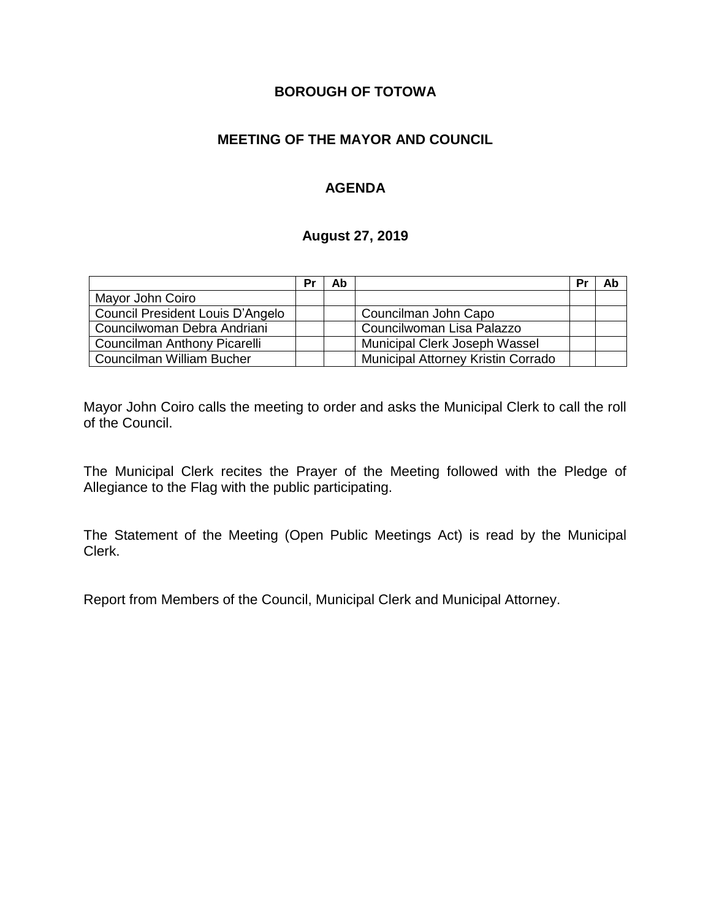**BOROUGH OF TOTOWA**

**MEETING OF THE MAYOR AND COUNCIL**

**AGENDA**

**August 27, 2019**

| | Pr | Ab | | Pr | Ab |
|---|---|---|---|---|---|
| Mayor John Coiro | | | | | |
| Council President Louis D'Angelo | | | Councilman John Capo | | |
| Councilwoman Debra Andriani | | | Councilwoman Lisa Palazzo | | |
| Councilman Anthony Picarelli | | | Municipal Clerk Joseph Wassel | | |
| Councilman William Bucher | | | Municipal Attorney Kristin Corrado | | |

Mayor John Coiro calls the meeting to order and asks the Municipal Clerk to call the roll of the Council.

The Municipal Clerk recites the Prayer of the Meeting followed with the Pledge of Allegiance to the Flag with the public participating.

The Statement of the Meeting (Open Public Meetings Act) is read by the Municipal Clerk.

Report from Members of the Council, Municipal Clerk and Municipal Attorney.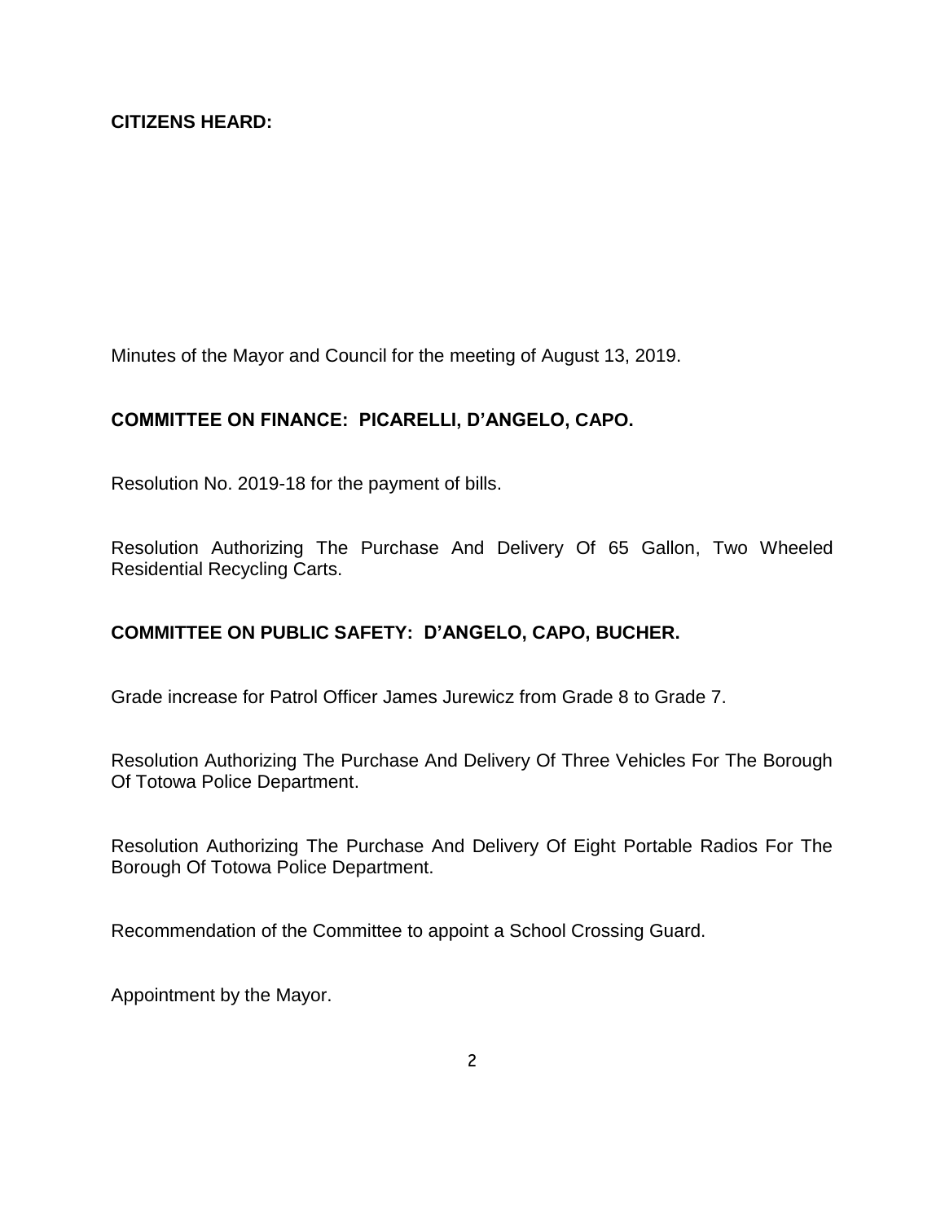**CITIZENS HEARD:**

Minutes of the Mayor and Council for the meeting of August 13, 2019.

**COMMITTEE ON FINANCE: PICARELLI, D'ANGELO, CAPO.**

Resolution No. 2019-18 for the payment of bills.

Resolution Authorizing The Purchase And Delivery Of 65 Gallon, Two Wheeled Residential Recycling Carts.

**COMMITTEE ON PUBLIC SAFETY: D'ANGELO, CAPO, BUCHER.**

Grade increase for Patrol Officer James Jurewicz from Grade 8 to Grade 7.

Resolution Authorizing The Purchase And Delivery Of Three Vehicles For The Borough Of Totowa Police Department.

Resolution Authorizing The Purchase And Delivery Of Eight Portable Radios For The Borough Of Totowa Police Department.

Recommendation of the Committee to appoint a School Crossing Guard.

Appointment by the Mayor.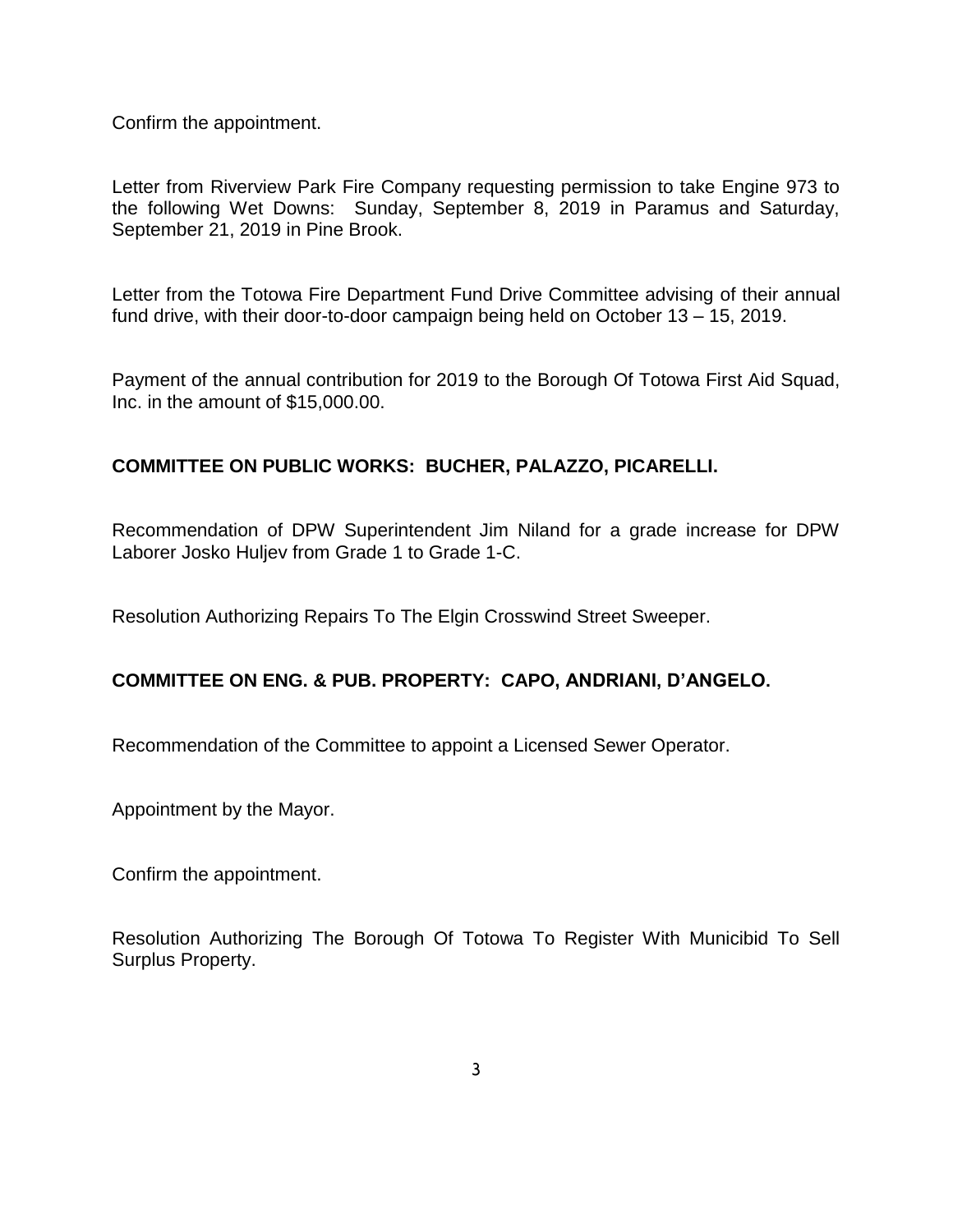Confirm the appointment.

Letter from Riverview Park Fire Company requesting permission to take Engine 973 to the following Wet Downs: Sunday, September 8, 2019 in Paramus and Saturday, September 21, 2019 in Pine Brook.

Letter from the Totowa Fire Department Fund Drive Committee advising of their annual fund drive, with their door-to-door campaign being held on October 13 – 15, 2019.

Payment of the annual contribution for 2019 to the Borough Of Totowa First Aid Squad, Inc. in the amount of $15,000.00.

**COMMITTEE ON PUBLIC WORKS: BUCHER, PALAZZO, PICARELLI.**

Recommendation of DPW Superintendent Jim Niland for a grade increase for DPW Laborer Josko Huljev from Grade 1 to Grade 1-C.

Resolution Authorizing Repairs To The Elgin Crosswind Street Sweeper.

**COMMITTEE ON ENG. & PUB. PROPERTY: CAPO, ANDRIANI, D'ANGELO.**

Recommendation of the Committee to appoint a Licensed Sewer Operator.

Appointment by the Mayor.

Confirm the appointment.

Resolution Authorizing The Borough Of Totowa To Register With Municibid To Sell Surplus Property.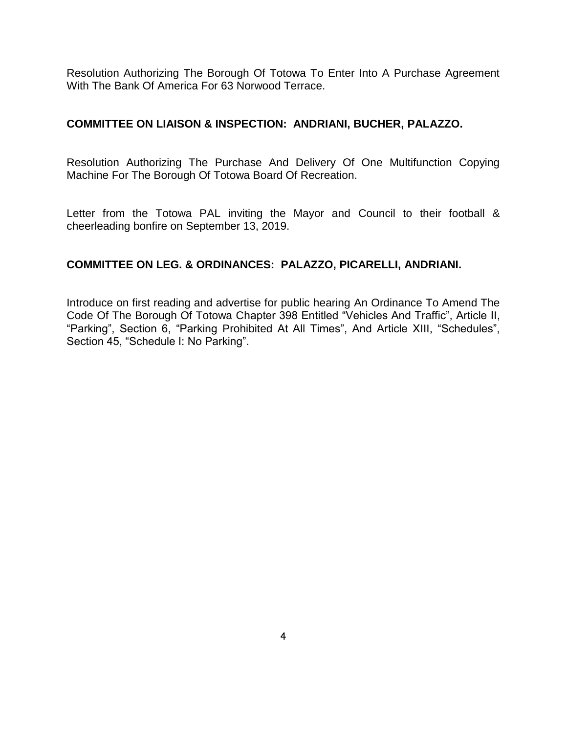Resolution Authorizing The Borough Of Totowa To Enter Into A Purchase Agreement With The Bank Of America For 63 Norwood Terrace.

**COMMITTEE ON LIAISON & INSPECTION: ANDRIANI, BUCHER, PALAZZO.**

Resolution Authorizing The Purchase And Delivery Of One Multifunction Copying Machine For The Borough Of Totowa Board Of Recreation.

Letter from the Totowa PAL inviting the Mayor and Council to their football & cheerleading bonfire on September 13, 2019.

**COMMITTEE ON LEG. & ORDINANCES: PALAZZO, PICARELLI, ANDRIANI.**

Introduce on first reading and advertise for public hearing An Ordinance To Amend The Code Of The Borough Of Totowa Chapter 398 Entitled “Vehicles And Traffic”, Article II, “Parking”, Section 6, “Parking Prohibited At All Times”, And Article XIII, “Schedules”, Section 45, “Schedule I: No Parking”.